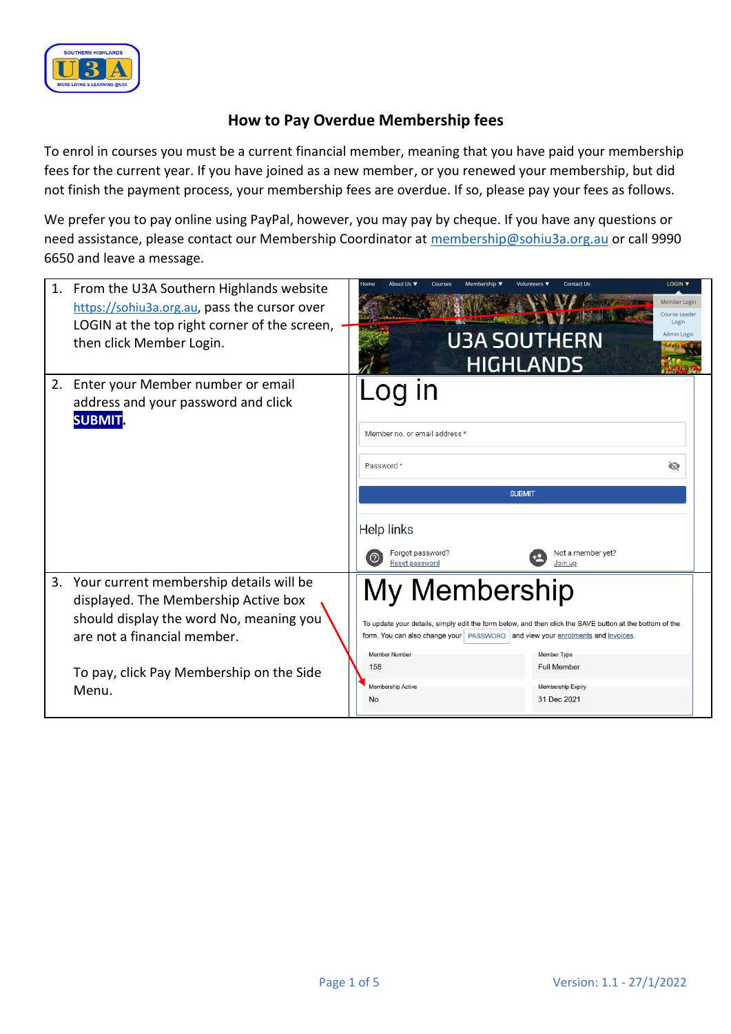# How to Pay Overdue Membership fees

To enrol in courses you must be a current financial member, meaning that you have paid your membership fees for the current year. If you have joined as a new member, or you renewed your membership, but did not finish the payment process, your membership fees are overdue. If so, please pay your fees as follows.

We prefer you to pay online using PayPal, however, you may pay by cheque. If you have any questions or need assistance, please contact our Membership Coordinator at membership@sohiu3a.org.au or call 9990 6650 and leave a message.

1. From the U3A Southern Highlands website https://sohiu3a.org.au, pass the cursor over LOGIN at the top right corner of the screen, then click Member Login.

2. Enter your Member number or email address and your password and click **SUBMIT**.

3. Your current membership details will be displayed. The Membership Active box should display the word No, meaning you are not a financial member.

   To pay, click Pay Membership on the Side Menu.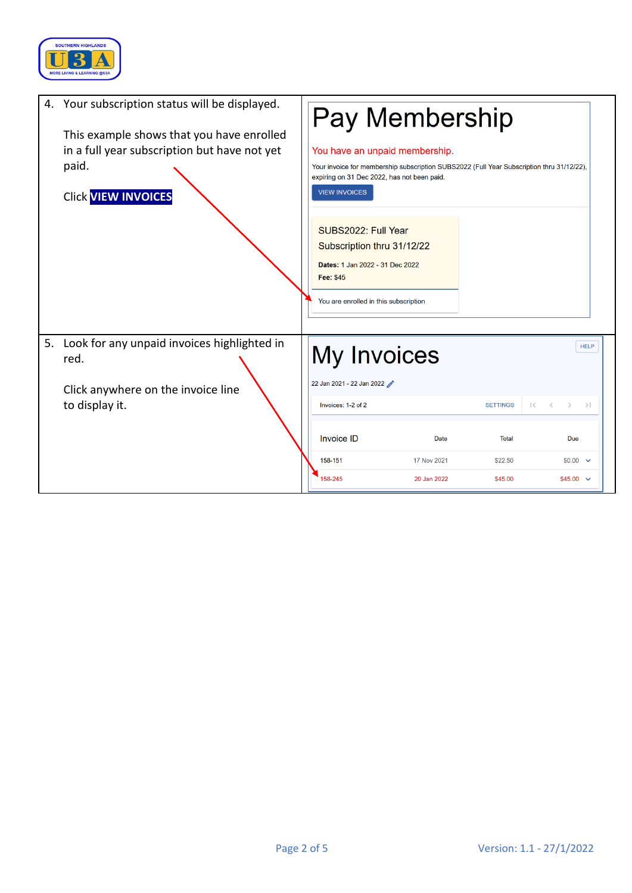| | |
|---|---|
| 4. Your subscription status will be displayed.<br><br>This example shows that you have enrolled in a full year subscription but have not yet paid.<br><br>Click **VIEW INVOICES** | Pay Membership<br><br>You have an unpaid membership.<br><br>Your invoice for membership subscription SUBS2022 (Full Year Subscription thru 31/12/22), expiring on 31 Dec 2022, has not been paid.<br><br>VIEW INVOICES<br><br>SUBS2022: Full Year Subscription thru 31/12/22<br><br>**Dates:** 1 Jan 2022 - 31 Dec 2022<br>**Fee:** $45<br><br>You are enrolled in this subscription |
| 5. Look for any unpaid invoices highlighted in red.<br><br>Click anywhere on the invoice line to display it. | My Invoices<br><br>HELP<br><br>22 Jan 2021 - 22 Jan 2022<br><br>Invoices: 1-2 of 2 SETTINGS<br><br>Invoice ID / Date / Total / Due<br>158-151 / 17 Nov 2021 / $22.50 / $0.00<br>158-245 / 20 Jan 2022 / $45.00 / $45.00 |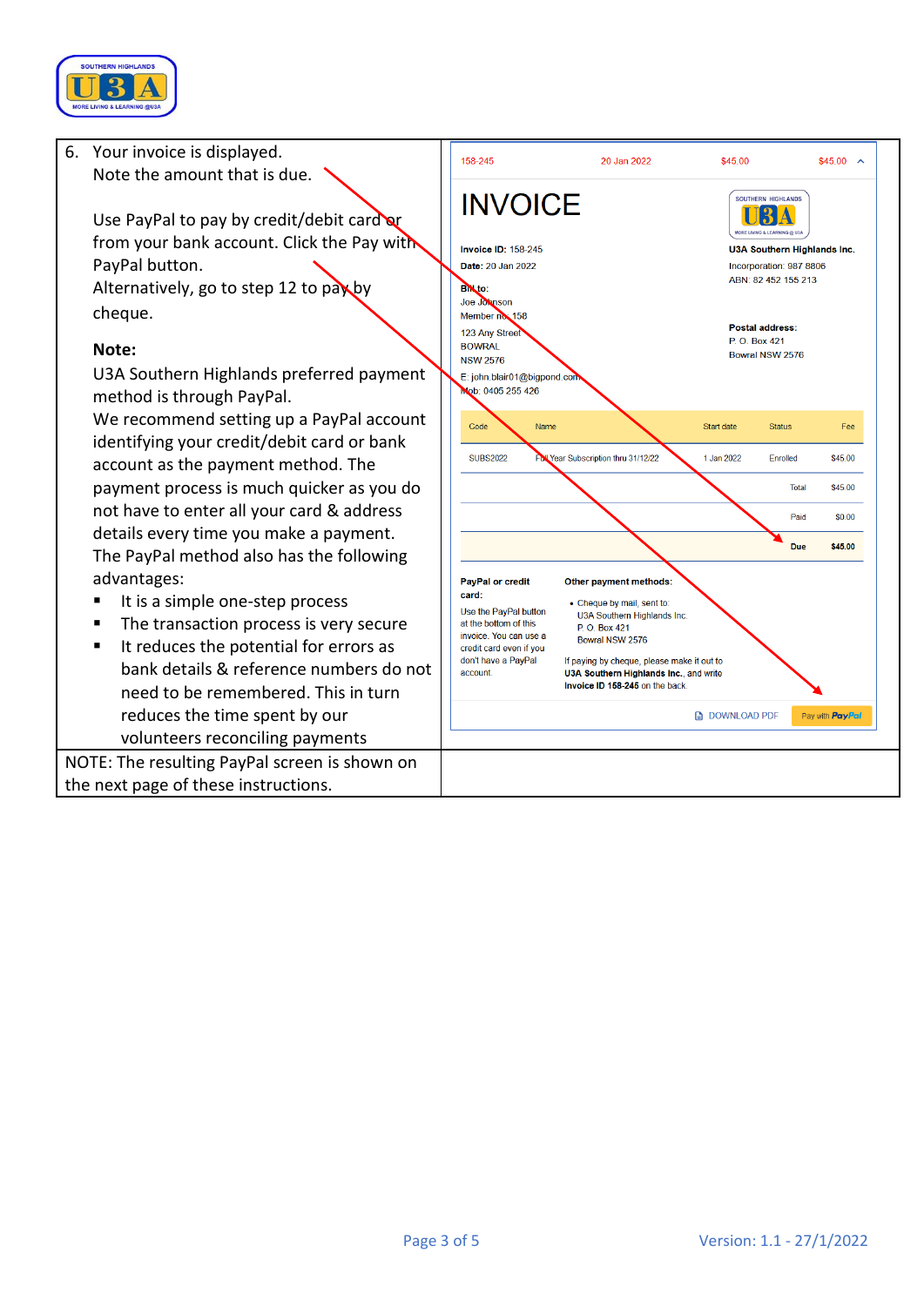| | |
|---|---|
| 6. Your invoice is displayed.<br>Note the amount that is due.<br><br>Use PayPal to pay by credit/debit card or from your bank account. Click the Pay with PayPal button.<br>Alternatively, go to step 12 to pay by cheque.<br><br>**Note:**<br>U3A Southern Highlands preferred payment method is through PayPal.<br>We recommend setting up a PayPal account identifying your credit/debit card or bank account as the payment method. The payment process is much quicker as you do not have to enter all your card & address details every time you make a payment.<br>The PayPal method also has the following advantages:<br>▪ It is a simple one-step process<br>▪ The transaction process is very secure<br>▪ It reduces the potential for errors as bank details & reference numbers do not need to be remembered. This in turn reduces the time spent by our volunteers reconciling payments | 158-245 20 Jan 2022 $45.00 $45.00<br><br>**INVOICE**<br><br>**Invoice ID:** 158-245<br>**Date:** 20 Jan 2022<br>**Bill to:**<br>Joe Johnson<br>Member no. 158<br>123 Any Street<br>BOWRAL<br>NSW 2576<br>E: john.blair01@bigpond.com<br>Mob: 0405 255 426<br><br>**U3A Southern Highlands Inc.**<br>Incorporation: 987 8806<br>ABN: 82 452 155 213<br><br>**Postal address:**<br>P. O. Box 421<br>Bowral NSW 2576<br><br>Code: SUBS2022 / Name: Full Year Subscription thru 31/12/22 / Start date: 1 Jan 2022 / Status: Enrolled / Fee: $45.00<br>Total $45.00<br>Paid $0.00<br>**Due $45.00**<br><br>**PayPal or credit card:**<br>Use the PayPal button at the bottom of this invoice. You can use a credit card even if you don't have a PayPal account.<br><br>**Other payment methods:**<br>• Cheque by mail, sent to:<br>U3A Southern Highlands Inc.<br>P. O. Box 421<br>Bowral NSW 2576<br>If paying by cheque, please make it out to **U3A Southern Highlands Inc.**, and write **Invoice ID 158-245** on the back.<br><br>DOWNLOAD PDF Pay with PayPal |
| NOTE: The resulting PayPal screen is shown on the next page of these instructions. | |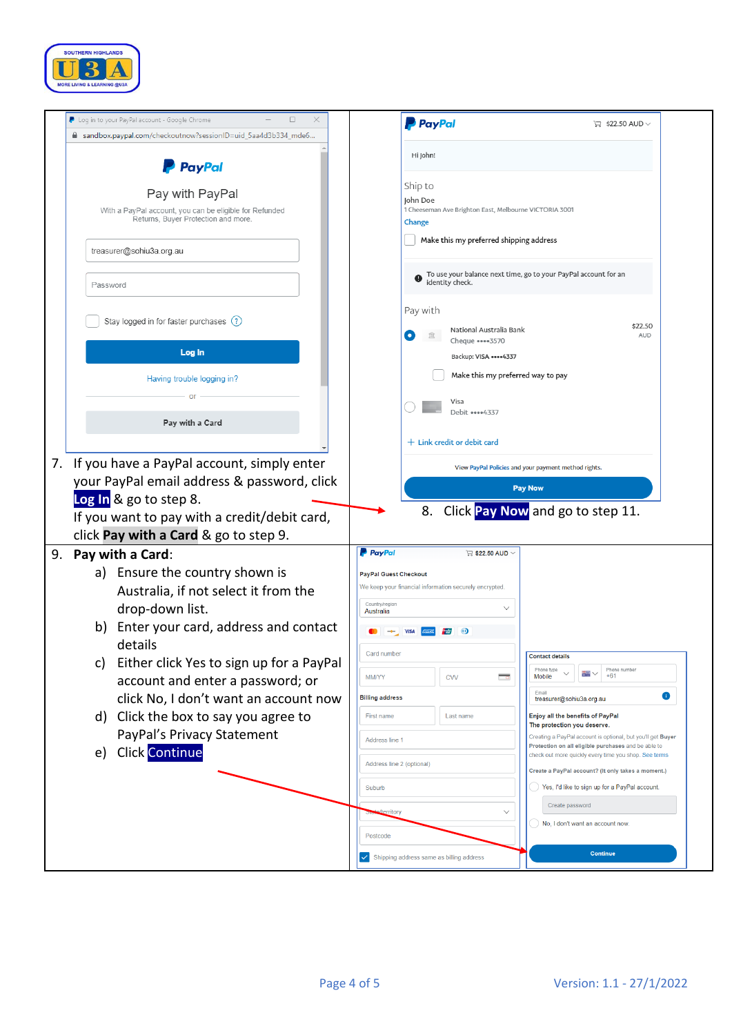7. If you have a PayPal account, simply enter your PayPal email address & password, click **Log In** & go to step 8.
   If you want to pay with a credit/debit card, click **Pay with a Card** & go to step 9.

8. Click **Pay Now** and go to step 11.

9. **Pay with a Card**:
   a) Ensure the country shown is Australia, if not select it from the drop-down list.
   b) Enter your card, address and contact details
   c) Either click Yes to sign up for a PayPal account and enter a password; or click No, I don't want an account now
   d) Click the box to say you agree to PayPal's Privacy Statement
   e) Click **Continue**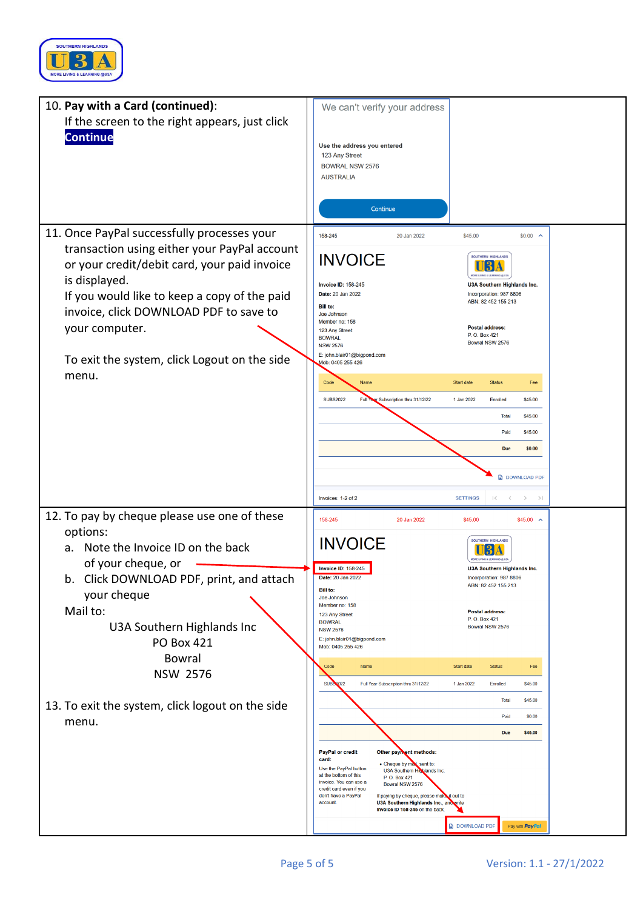| | |
|---|---|
| 10. **Pay with a Card (continued)**: If the screen to the right appears, just click **Continue** | We can't verify your address<br><br>Use the address you entered<br>123 Any Street<br>BOWRAL NSW 2576<br>AUSTRALIA<br><br>Continue |
| 11. Once PayPal successfully processes your transaction using either your PayPal account or your credit/debit card, your paid invoice is displayed.<br>If you would like to keep a copy of the paid invoice, click DOWNLOAD PDF to save to your computer.<br><br>To exit the system, click Logout on the side menu. | 158-245 20 Jan 2022 $45.00 $0.00<br><br>INVOICE<br><br>Invoice ID: 158-245<br>Date: 20 Jan 2022<br>Bill to:<br>Joe Johnson<br>Member no: 158<br>123 Any Street<br>BOWRAL<br>NSW 2576<br>E: john.blair01@bigpond.com<br>Mob: 0405 255 426<br><br>U3A Southern Highlands Inc.<br>Incorporation: 987 8806<br>ABN: 82 452 155 213<br>Postal address:<br>P. O. Box 421<br>Bowral NSW 2576<br><br>Code / Name / Start date / Status / Fee<br>SUBS2022 / Full Year Subscription thru 31/12/22 / 1 Jan 2022 / Enrolled / $45.00<br>Total $45.00<br>Paid $45.00<br>Due $0.00<br><br>DOWNLOAD PDF<br><br>Invoices: 1-2 of 2 SETTINGS |
| 12. To pay by cheque please use one of these options:<br>a. Note the Invoice ID on the back of your cheque, or<br>b. Click DOWNLOAD PDF, print, and attach your cheque<br>Mail to:<br>U3A Southern Highlands Inc<br>PO Box 421<br>Bowral<br>NSW 2576<br><br>13. To exit the system, click logout on the side menu. | 158-245 20 Jan 2022 $45.00 $45.00<br><br>INVOICE<br><br>Invoice ID: 158-245<br>Date: 20 Jan 2022<br>Bill to:<br>Joe Johnson<br>Member no: 158<br>123 Any Street<br>BOWRAL<br>NSW 2576<br>E: john.blair01@bigpond.com<br>Mob: 0405 255 426<br><br>U3A Southern Highlands Inc.<br>Incorporation: 987 8806<br>ABN: 82 452 155 213<br>Postal address:<br>P. O. Box 421<br>Bowral NSW 2576<br><br>Code / Name / Start date / Status / Fee<br>SUBS2022 / Full Year Subscription thru 31/12/22 / 1 Jan 2022 / Enrolled / $45.00<br>Total $45.00<br>Paid $0.00<br>Due $45.00<br><br>PayPal or credit card:<br>Use the PayPal button at the bottom of this invoice. You can use a credit card even if you don't have a PayPal account.<br><br>Other payment methods:<br>• Cheque by mail sent to:<br>U3A Southern Highlands Inc.<br>P. O. Box 421<br>Bowral NSW 2576<br>If paying by cheque, please make it out to U3A Southern Highlands Inc., and write Invoice ID 158-245 on the back.<br><br>DOWNLOAD PDF Pay with PayPal |

Version: 1.1 - 27/1/2022